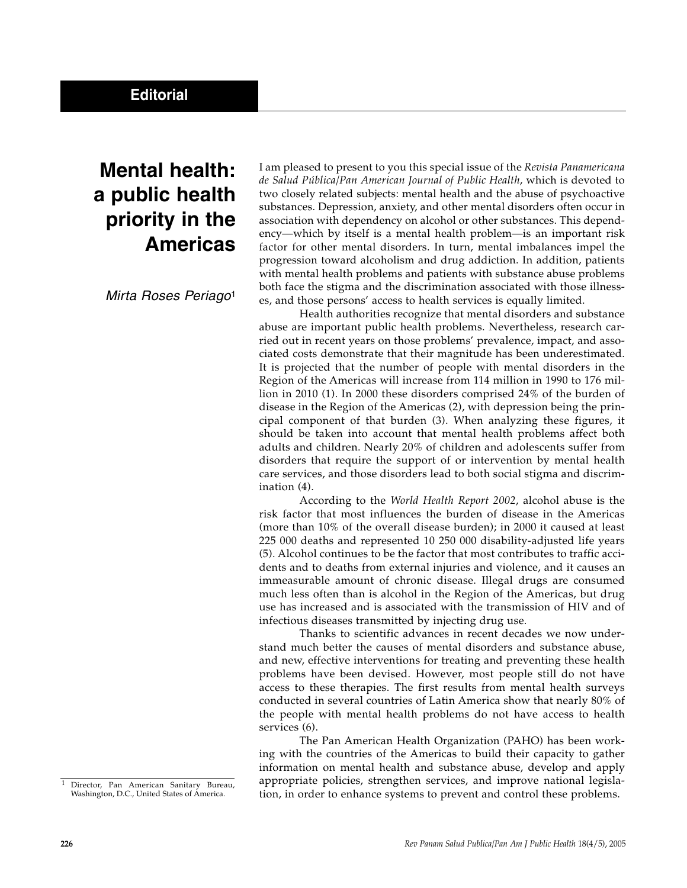Editorial

# Mental health: a public health priority in the Americas

*Mirta Roses Periago*[1]

I am pleased to present to you this special issue of the *Revista Panamericana de Salud Pública/Pan American Journal of Public Health*, which is devoted to two closely related subjects: mental health and the abuse of psychoactive substances. Depression, anxiety, and other mental disorders often occur in association with dependency on alcohol or other substances. This dependency—which by itself is a mental health problem—is an important risk factor for other mental disorders. In turn, mental imbalances impel the progression toward alcoholism and drug addiction. In addition, patients with mental health problems and patients with substance abuse problems both face the stigma and the discrimination associated with those illnesses, and those persons' access to health services is equally limited.

Health authorities recognize that mental disorders and substance abuse are important public health problems. Nevertheless, research carried out in recent years on those problems' prevalence, impact, and associated costs demonstrate that their magnitude has been underestimated. It is projected that the number of people with mental disorders in the Region of the Americas will increase from 114 million in 1990 to 176 million in 2010 (1). In 2000 these disorders comprised 24% of the burden of disease in the Region of the Americas (2), with depression being the principal component of that burden (3). When analyzing these figures, it should be taken into account that mental health problems affect both adults and children. Nearly 20% of children and adolescents suffer from disorders that require the support of or intervention by mental health care services, and those disorders lead to both social stigma and discrimination (4).

According to the *World Health Report 2002*, alcohol abuse is the risk factor that most influences the burden of disease in the Americas (more than 10% of the overall disease burden); in 2000 it caused at least 225 000 deaths and represented 10 250 000 disability-adjusted life years (5). Alcohol continues to be the factor that most contributes to traffic accidents and to deaths from external injuries and violence, and it causes an immeasurable amount of chronic disease. Illegal drugs are consumed much less often than is alcohol in the Region of the Americas, but drug use has increased and is associated with the transmission of HIV and of infectious diseases transmitted by injecting drug use.

Thanks to scientific advances in recent decades we now understand much better the causes of mental disorders and substance abuse, and new, effective interventions for treating and preventing these health problems have been devised. However, most people still do not have access to these therapies. The first results from mental health surveys conducted in several countries of Latin America show that nearly 80% of the people with mental health problems do not have access to health services (6).

The Pan American Health Organization (PAHO) has been working with the countries of the Americas to build their capacity to gather information on mental health and substance abuse, develop and apply appropriate policies, strengthen services, and improve national legislation, in order to enhance systems to prevent and control these problems.

[1] Director, Pan American Sanitary Bureau, Washington, D.C., United States of America.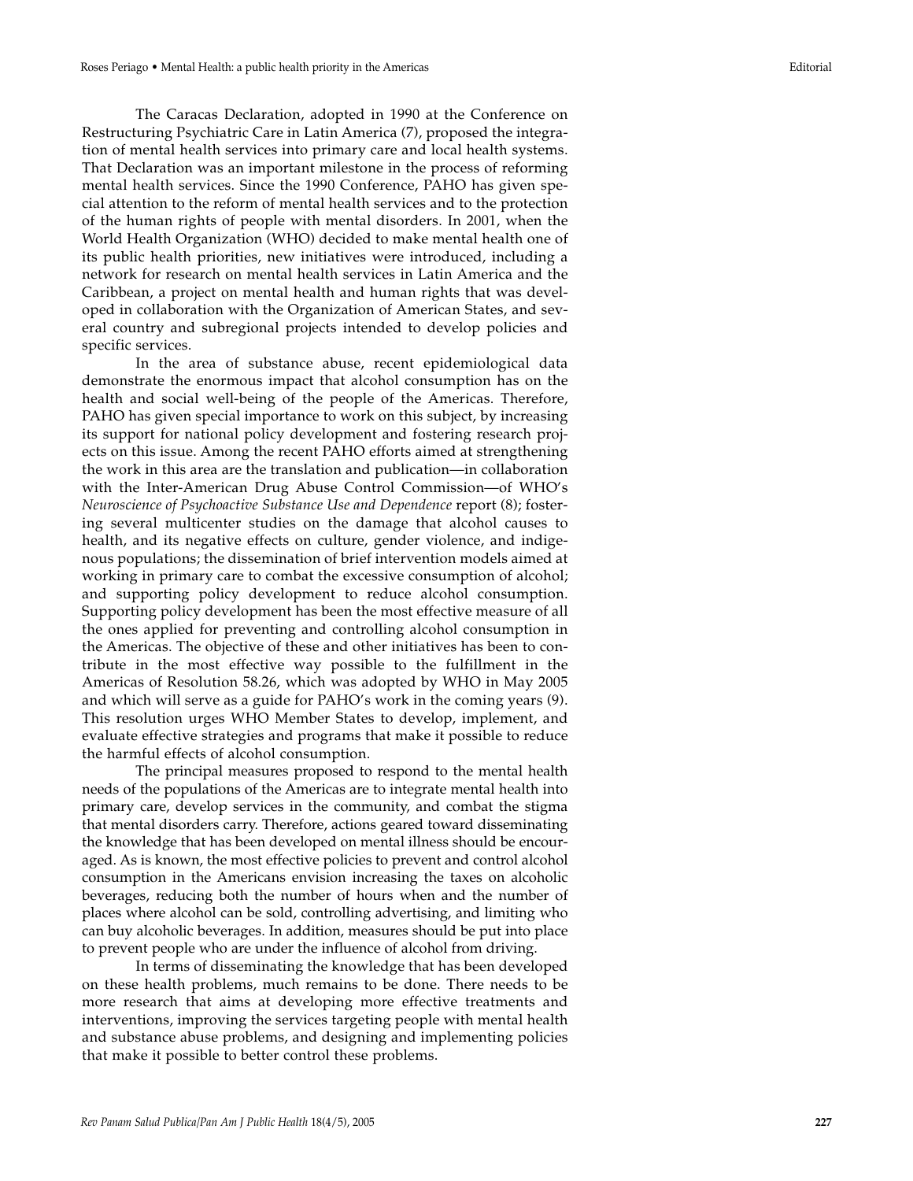The Caracas Declaration, adopted in 1990 at the Conference on Restructuring Psychiatric Care in Latin America (7), proposed the integration of mental health services into primary care and local health systems. That Declaration was an important milestone in the process of reforming mental health services. Since the 1990 Conference, PAHO has given special attention to the reform of mental health services and to the protection of the human rights of people with mental disorders. In 2001, when the World Health Organization (WHO) decided to make mental health one of its public health priorities, new initiatives were introduced, including a network for research on mental health services in Latin America and the Caribbean, a project on mental health and human rights that was developed in collaboration with the Organization of American States, and several country and subregional projects intended to develop policies and specific services.

In the area of substance abuse, recent epidemiological data demonstrate the enormous impact that alcohol consumption has on the health and social well-being of the people of the Americas. Therefore, PAHO has given special importance to work on this subject, by increasing its support for national policy development and fostering research projects on this issue. Among the recent PAHO efforts aimed at strengthening the work in this area are the translation and publication—in collaboration with the Inter-American Drug Abuse Control Commission—of WHO's *Neuroscience of Psychoactive Substance Use and Dependence* report (8); fostering several multicenter studies on the damage that alcohol causes to health, and its negative effects on culture, gender violence, and indigenous populations; the dissemination of brief intervention models aimed at working in primary care to combat the excessive consumption of alcohol; and supporting policy development to reduce alcohol consumption. Supporting policy development has been the most effective measure of all the ones applied for preventing and controlling alcohol consumption in the Americas. The objective of these and other initiatives has been to contribute in the most effective way possible to the fulfillment in the Americas of Resolution 58.26, which was adopted by WHO in May 2005 and which will serve as a guide for PAHO's work in the coming years (9). This resolution urges WHO Member States to develop, implement, and evaluate effective strategies and programs that make it possible to reduce the harmful effects of alcohol consumption.

The principal measures proposed to respond to the mental health needs of the populations of the Americas are to integrate mental health into primary care, develop services in the community, and combat the stigma that mental disorders carry. Therefore, actions geared toward disseminating the knowledge that has been developed on mental illness should be encouraged. As is known, the most effective policies to prevent and control alcohol consumption in the Americans envision increasing the taxes on alcoholic beverages, reducing both the number of hours when and the number of places where alcohol can be sold, controlling advertising, and limiting who can buy alcoholic beverages. In addition, measures should be put into place to prevent people who are under the influence of alcohol from driving.

In terms of disseminating the knowledge that has been developed on these health problems, much remains to be done. There needs to be more research that aims at developing more effective treatments and interventions, improving the services targeting people with mental health and substance abuse problems, and designing and implementing policies that make it possible to better control these problems.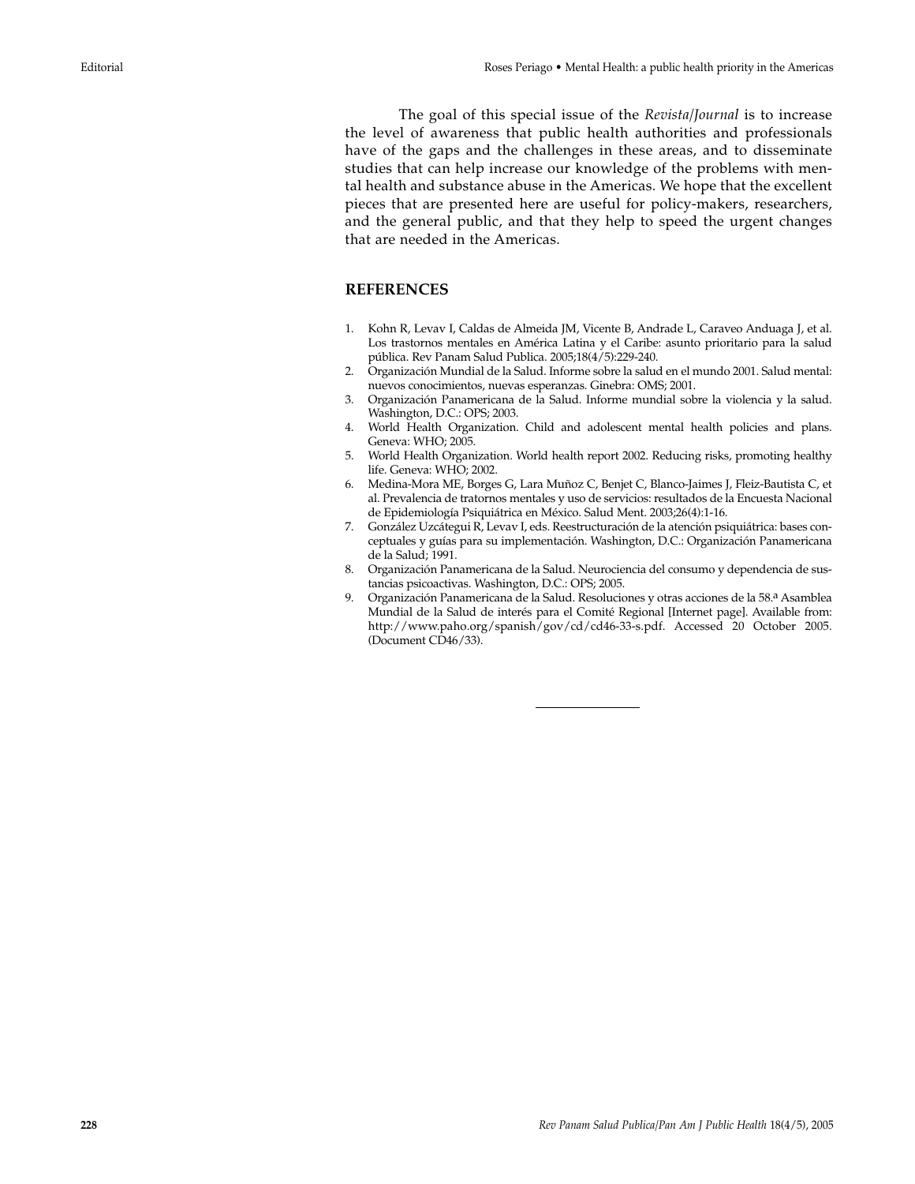The goal of this special issue of the *Revista/Journal* is to increase the level of awareness that public health authorities and professionals have of the gaps and the challenges in these areas, and to disseminate studies that can help increase our knowledge of the problems with mental health and substance abuse in the Americas. We hope that the excellent pieces that are presented here are useful for policy-makers, researchers, and the general public, and that they help to speed the urgent changes that are needed in the Americas.

## REFERENCES

1. Kohn R, Levav I, Caldas de Almeida JM, Vicente B, Andrade L, Caraveo Anduaga J, et al. Los trastornos mentales en América Latina y el Caribe: asunto prioritario para la salud pública. Rev Panam Salud Publica. 2005;18(4/5):229-240.
2. Organización Mundial de la Salud. Informe sobre la salud en el mundo 2001. Salud mental: nuevos conocimientos, nuevas esperanzas. Ginebra: OMS; 2001.
3. Organización Panamericana de la Salud. Informe mundial sobre la violencia y la salud. Washington, D.C.: OPS; 2003.
4. World Health Organization. Child and adolescent mental health policies and plans. Geneva: WHO; 2005.
5. World Health Organization. World health report 2002. Reducing risks, promoting healthy life. Geneva: WHO; 2002.
6. Medina-Mora ME, Borges G, Lara Muñoz C, Benjet C, Blanco-Jaimes J, Fleiz-Bautista C, et al. Prevalencia de tratornos mentales y uso de servicios: resultados de la Encuesta Nacional de Epidemiología Psiquiátrica en México. Salud Ment. 2003;26(4):1-16.
7. González Uzcátegui R, Levav I, eds. Reestructuración de la atención psiquiátrica: bases conceptuales y guías para su implementación. Washington, D.C.: Organización Panamericana de la Salud; 1991.
8. Organización Panamericana de la Salud. Neurociencia del consumo y dependencia de sustancias psicoactivas. Washington, D.C.: OPS; 2005.
9. Organización Panamericana de la Salud. Resoluciones y otras acciones de la 58.ª Asamblea Mundial de la Salud de interés para el Comité Regional [Internet page]. Available from: http://www.paho.org/spanish/gov/cd/cd46-33-s.pdf. Accessed 20 October 2005. (Document CD46/33).